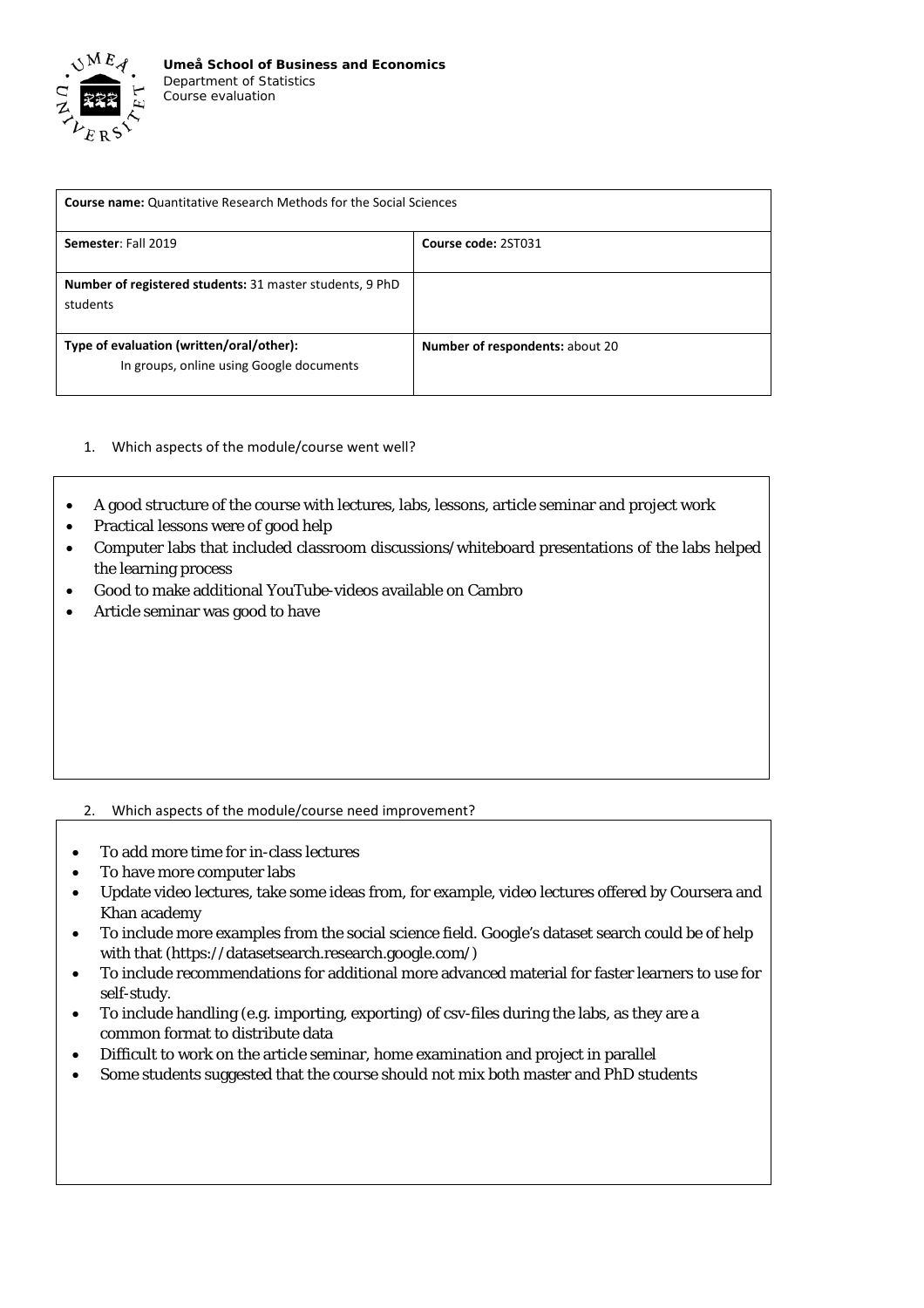**Umeå School of Business and Economics**
Department of Statistics
Course evaluation

| **Course name:** Quantitative Research Methods for the Social Sciences | |
|---|---|
| **Semester**: Fall 2019 | **Course code:** 2ST031 |
| **Number of registered students:** 31 master students, 9 PhD students | |
| **Type of evaluation (written/oral/other):** In groups, online using Google documents | **Number of respondents:** about 20 |

1. Which aspects of the module/course went well?

- A good structure of the course with lectures, labs, lessons, article seminar and project work
- Practical lessons were of good help
- Computer labs that included classroom discussions/whiteboard presentations of the labs helped the learning process
- Good to make additional YouTube-videos available on Cambro
- Article seminar was good to have

2. Which aspects of the module/course need improvement?

- To add more time for in-class lectures
- To have more computer labs
- Update video lectures, take some ideas from, for example, video lectures offered by Coursera and Khan academy
- To include more examples from the social science field. Google's dataset search could be of help with that (https://datasetsearch.research.google.com/)
- To include recommendations for additional more advanced material for faster learners to use for self-study.
- To include handling (e.g. importing, exporting) of csv-files during the labs, as they are a common format to distribute data
- Difficult to work on the article seminar, home examination and project in parallel
- Some students suggested that the course should not mix both master and PhD students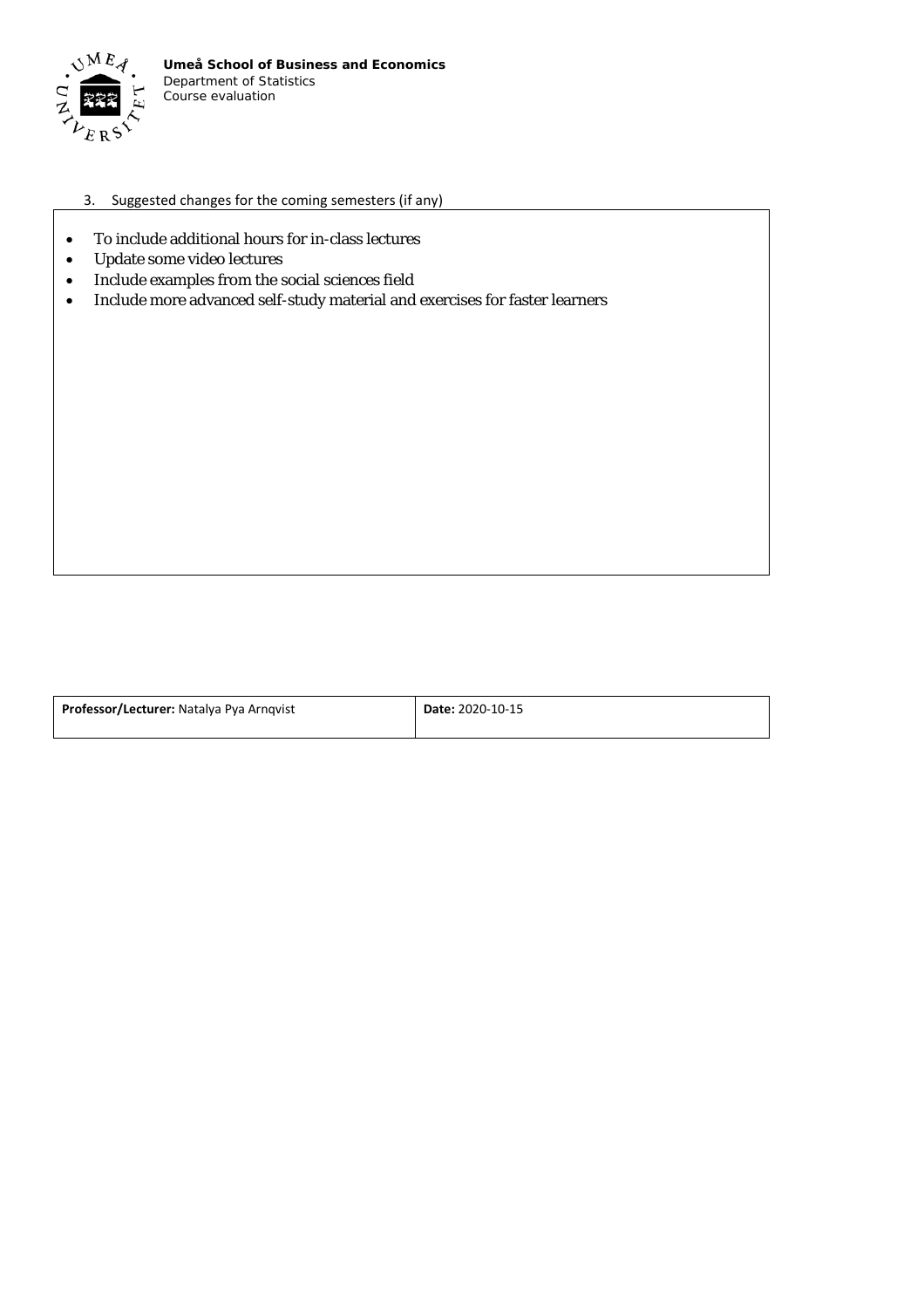3. Suggested changes for the coming semesters (if any)

- To include additional hours for in-class lectures
- Update some video lectures
- Include examples from the social sciences field
- Include more advanced self-study material and exercises for faster learners

| | |
|---|---|
| **Professor/Lecturer:** Natalya Pya Arnqvist | **Date:** 2020-10-15 |